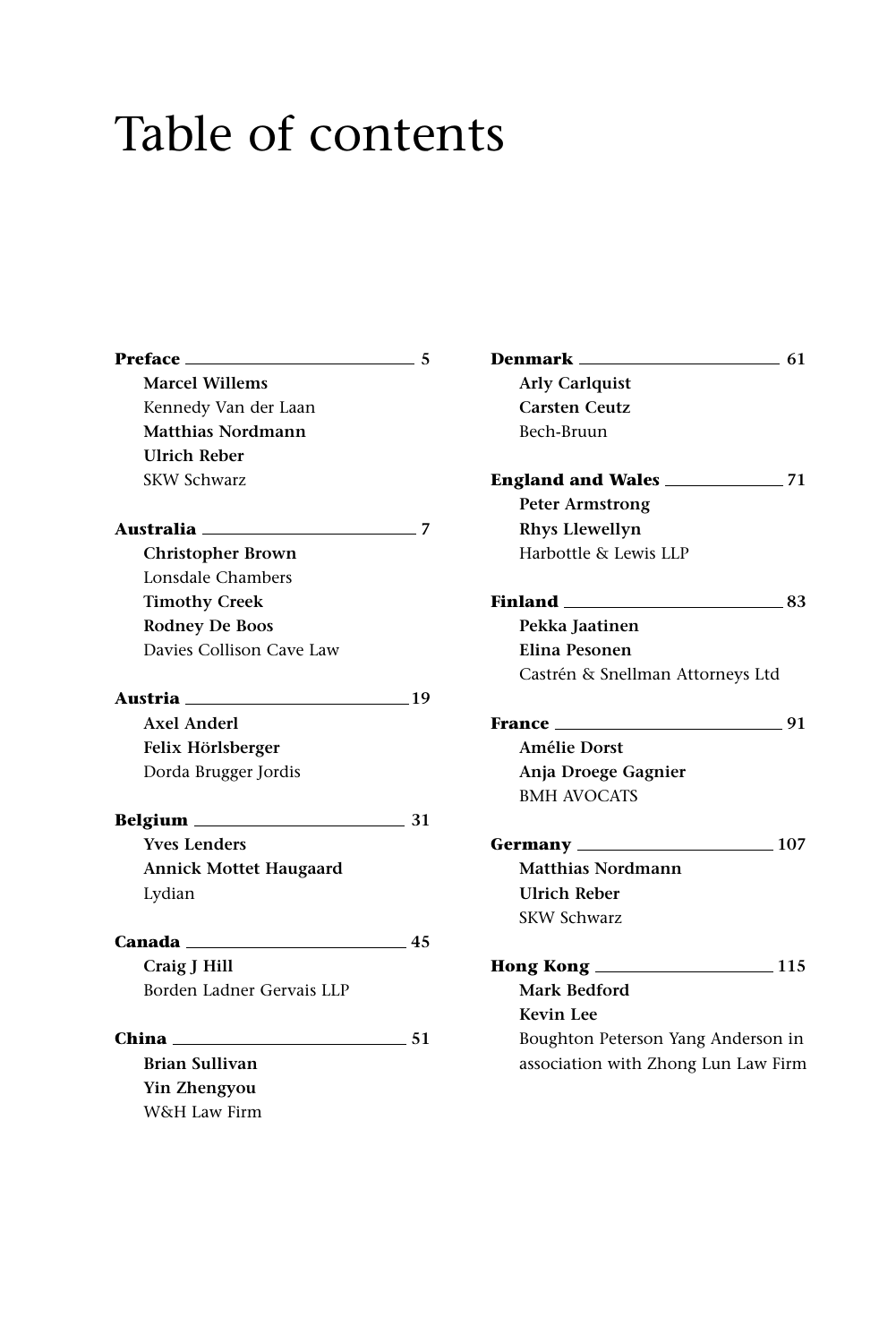# Table of contents

**Preface** — 5
**Marcel Willems**
Kennedy Van der Laan
**Matthias Nordmann**
**Ulrich Reber**
SKW Schwarz

**Australia** — 7
**Christopher Brown**
Lonsdale Chambers
**Timothy Creek**
**Rodney De Boos**
Davies Collison Cave Law

**Austria** — 19
**Axel Anderl**
**Felix Hörlsberger**
Dorda Brugger Jordis

**Belgium** — 31
**Yves Lenders**
**Annick Mottet Haugaard**
Lydian

**Canada** — 45
**Craig J Hill**
Borden Ladner Gervais LLP

**China** — 51
**Brian Sullivan**
**Yin Zhengyou**
W&H Law Firm

**Denmark** — 61
**Arly Carlquist**
**Carsten Ceutz**
Bech-Bruun

**England and Wales** — 71
**Peter Armstrong**
**Rhys Llewellyn**
Harbottle & Lewis LLP

**Finland** — 83
**Pekka Jaatinen**
**Elina Pesonen**
Castrén & Snellman Attorneys Ltd

**France** — 91
**Amélie Dorst**
**Anja Droege Gagnier**
BMH AVOCATS

**Germany** — 107
**Matthias Nordmann**
**Ulrich Reber**
SKW Schwarz

**Hong Kong** — 115
**Mark Bedford**
**Kevin Lee**
Boughton Peterson Yang Anderson in association with Zhong Lun Law Firm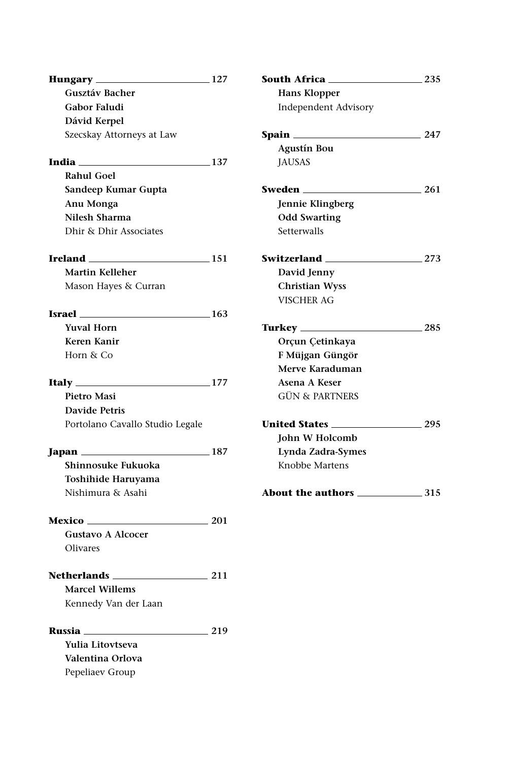**Hungary** 127
**Gusztáv Bacher**
**Gabor Faludi**
**Dávid Kerpel**
Szecskay Attorneys at Law

**India** 137
**Rahul Goel**
**Sandeep Kumar Gupta**
**Anu Monga**
**Nilesh Sharma**
Dhir & Dhir Associates

**Ireland** 151
**Martin Kelleher**
Mason Hayes & Curran

**Israel** 163
**Yuval Horn**
**Keren Kanir**
Horn & Co

**Italy** 177
**Pietro Masi**
**Davide Petris**
Portolano Cavallo Studio Legale

**Japan** 187
**Shinnosuke Fukuoka**
**Toshihide Haruyama**
Nishimura & Asahi

**Mexico** 201
**Gustavo A Alcocer**
Olivares

**Netherlands** 211
**Marcel Willems**
Kennedy Van der Laan

**Russia** 219
**Yulia Litovtseva**
**Valentina Orlova**
Pepeliaev Group

**South Africa** 235
**Hans Klopper**
Independent Advisory

**Spain** 247
**Agustín Bou**
JAUSAS

**Sweden** 261
**Jennie Klingberg**
**Odd Swarting**
Setterwalls

**Switzerland** 273
**David Jenny**
**Christian Wyss**
VISCHER AG

**Turkey** 285
**Orçun Çetinkaya**
**F Müjgan Güngör**
**Merve Karaduman**
**Asena A Keser**
GÜN & PARTNERS

**United States** 295
**John W Holcomb**
**Lynda Zadra-Symes**
Knobbe Martens

**About the authors** 315